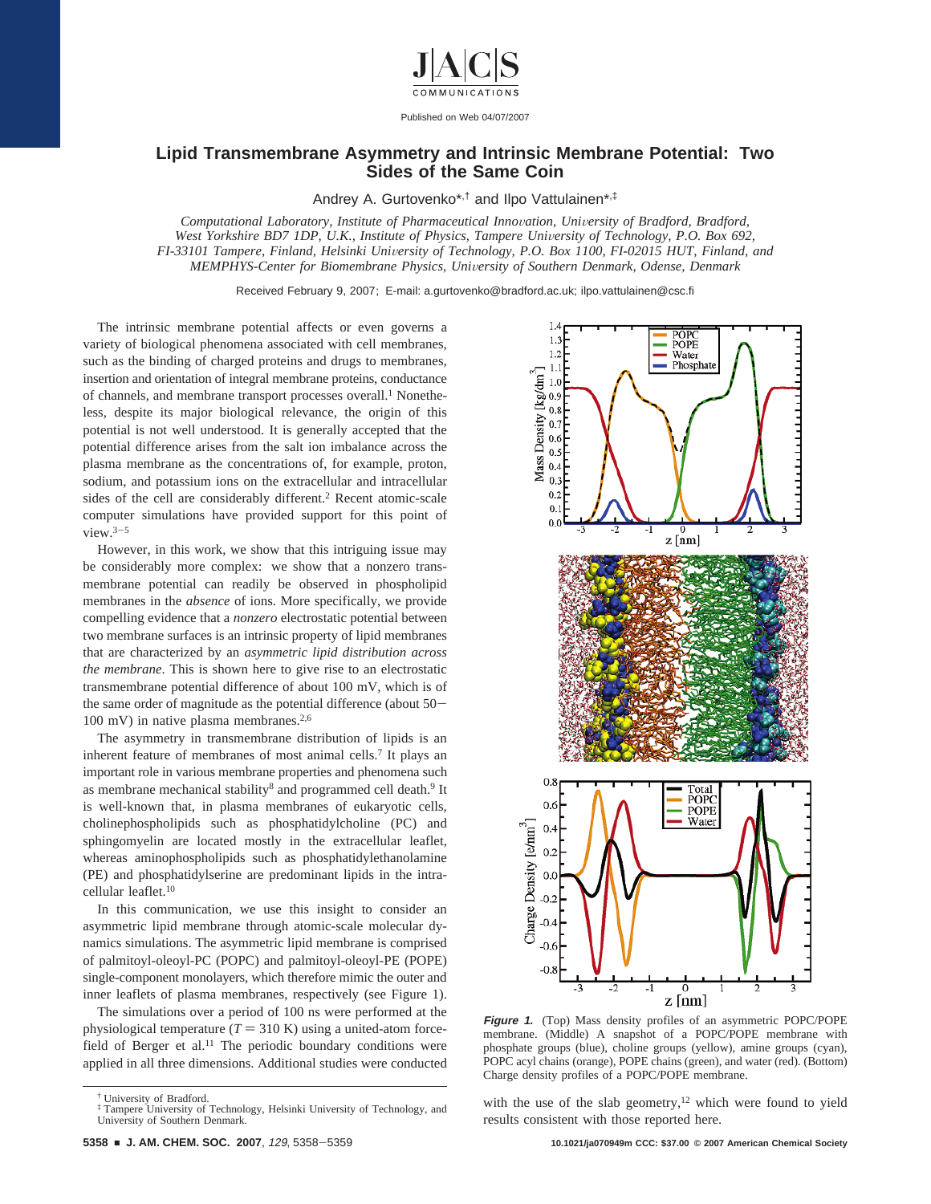# Lipid Transmembrane Asymmetry and Intrinsic Membrane Potential: Two Sides of the Same Coin

Andrey A. Gurtovenko*,† and Ilpo Vattulainen*,‡

*Computational Laboratory, Institute of Pharmaceutical Innovation, University of Bradford, Bradford, West Yorkshire BD7 1DP, U.K., Institute of Physics, Tampere University of Technology, P.O. Box 692, FI-33101 Tampere, Finland, Helsinki University of Technology, P.O. Box 1100, FI-02015 HUT, Finland, and MEMPHYS-Center for Biomembrane Physics, University of Southern Denmark, Odense, Denmark*

Received February 9, 2007; E-mail: a.gurtovenko@bradford.ac.uk; ilpo.vattulainen@csc.fi

The intrinsic membrane potential affects or even governs a variety of biological phenomena associated with cell membranes, such as the binding of charged proteins and drugs to membranes, insertion and orientation of integral membrane proteins, conductance of channels, and membrane transport processes overall.[1] Nonetheless, despite its major biological relevance, the origin of this potential is not well understood. It is generally accepted that the potential difference arises from the salt ion imbalance across the plasma membrane as the concentrations of, for example, proton, sodium, and potassium ions on the extracellular and intracellular sides of the cell are considerably different.[2] Recent atomic-scale computer simulations have provided support for this point of view.[3−5]

However, in this work, we show that this intriguing issue may be considerably more complex: we show that a nonzero transmembrane potential can readily be observed in phospholipid membranes in the *absence* of ions. More specifically, we provide compelling evidence that a *nonzero* electrostatic potential between two membrane surfaces is an intrinsic property of lipid membranes that are characterized by an *asymmetric lipid distribution across the membrane*. This is shown here to give rise to an electrostatic transmembrane potential difference of about 100 mV, which is of the same order of magnitude as the potential difference (about 50−100 mV) in native plasma membranes.[2,6]

The asymmetry in transmembrane distribution of lipids is an inherent feature of membranes of most animal cells.[7] It plays an important role in various membrane properties and phenomena such as membrane mechanical stability[8] and programmed cell death.[9] It is well-known that, in plasma membranes of eukaryotic cells, cholinephospholipids such as phosphatidylcholine (PC) and sphingomyelin are located mostly in the extracellular leaflet, whereas aminophospholipids such as phosphatidylethanolamine (PE) and phosphatidylserine are predominant lipids in the intracellular leaflet.[10]

In this communication, we use this insight to consider an asymmetric lipid membrane through atomic-scale molecular dynamics simulations. The asymmetric lipid membrane is comprised of palmitoyl-oleoyl-PC (POPC) and palmitoyl-oleoyl-PE (POPE) single-component monolayers, which therefore mimic the outer and inner leaflets of plasma membranes, respectively (see Figure 1).

The simulations over a period of 100 ns were performed at the physiological temperature ($T = 310$ K) using a united-atom force-field of Berger et al.[11] The periodic boundary conditions were applied in all three dimensions. Additional studies were conducted with the use of the slab geometry,[12] which were found to yield results consistent with those reported here.

**Figure 1.** (Top) Mass density profiles of an asymmetric POPC/POPE membrane. (Middle) A snapshot of a POPC/POPE membrane with phosphate groups (blue), choline groups (yellow), amine groups (cyan), POPC acyl chains (orange), POPE chains (green), and water (red). (Bottom) Charge density profiles of a POPC/POPE membrane.

† University of Bradford.
‡ Tampere University of Technology, Helsinki University of Technology, and University of Southern Denmark.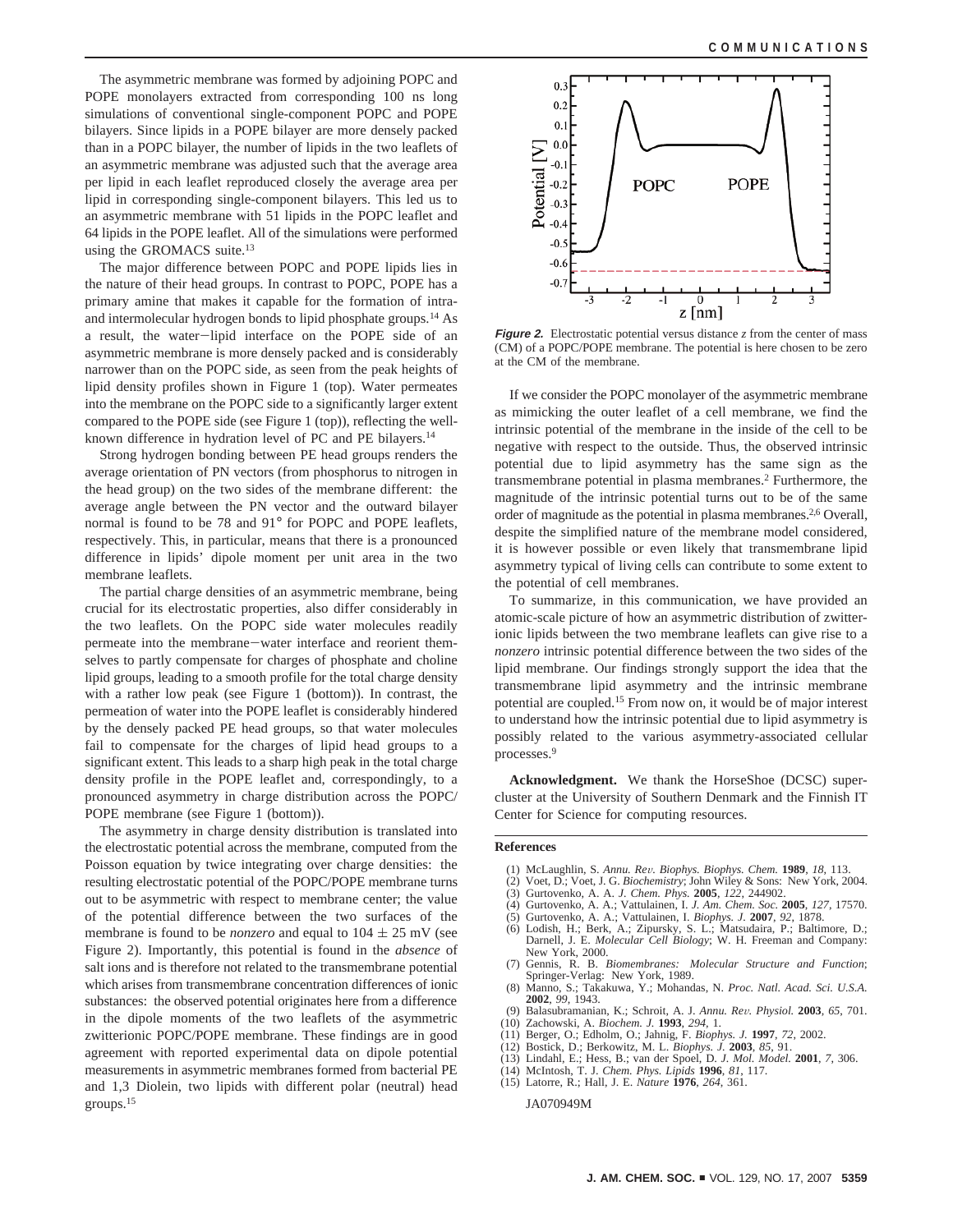The asymmetric membrane was formed by adjoining POPC and POPE monolayers extracted from corresponding 100 ns long simulations of conventional single-component POPC and POPE bilayers. Since lipids in a POPE bilayer are more densely packed than in a POPC bilayer, the number of lipids in the two leaflets of an asymmetric membrane was adjusted such that the average area per lipid in each leaflet reproduced closely the average area per lipid in corresponding single-component bilayers. This led us to an asymmetric membrane with 51 lipids in the POPC leaflet and 64 lipids in the POPE leaflet. All of the simulations were performed using the GROMACS suite.[13]

The major difference between POPC and POPE lipids lies in the nature of their head groups. In contrast to POPC, POPE has a primary amine that makes it capable for the formation of intra- and intermolecular hydrogen bonds to lipid phosphate groups.[14] As a result, the water−lipid interface on the POPE side of an asymmetric membrane is more densely packed and is considerably narrower than on the POPC side, as seen from the peak heights of lipid density profiles shown in Figure 1 (top). Water permeates into the membrane on the POPC side to a significantly larger extent compared to the POPE side (see Figure 1 (top)), reflecting the well-known difference in hydration level of PC and PE bilayers.[14]

Strong hydrogen bonding between PE head groups renders the average orientation of PN vectors (from phosphorus to nitrogen in the head group) on the two sides of the membrane different: the average angle between the PN vector and the outward bilayer normal is found to be 78 and 91° for POPC and POPE leaflets, respectively. This, in particular, means that there is a pronounced difference in lipids' dipole moment per unit area in the two membrane leaflets.

The partial charge densities of an asymmetric membrane, being crucial for its electrostatic properties, also differ considerably in the two leaflets. On the POPC side water molecules readily permeate into the membrane−water interface and reorient themselves to partly compensate for charges of phosphate and choline lipid groups, leading to a smooth profile for the total charge density with a rather low peak (see Figure 1 (bottom)). In contrast, the permeation of water into the POPE leaflet is considerably hindered by the densely packed PE head groups, so that water molecules fail to compensate for the charges of lipid head groups to a significant extent. This leads to a sharp high peak in the total charge density profile in the POPE leaflet and, correspondingly, to a pronounced asymmetry in charge distribution across the POPC/POPE membrane (see Figure 1 (bottom)).

The asymmetry in charge density distribution is translated into the electrostatic potential across the membrane, computed from the Poisson equation by twice integrating over charge densities: the resulting electrostatic potential of the POPC/POPE membrane turns out to be asymmetric with respect to membrane center; the value of the potential difference between the two surfaces of the membrane is found to be *nonzero* and equal to $104 \pm 25$ mV (see Figure 2). Importantly, this potential is found in the *absence* of salt ions and is therefore not related to the transmembrane potential which arises from transmembrane concentration differences of ionic substances: the observed potential originates here from a difference in the dipole moments of the two leaflets of the asymmetric zwitterionic POPC/POPE membrane. These findings are in good agreement with reported experimental data on dipole potential measurements in asymmetric membranes formed from bacterial PE and 1,3 Diolein, two lipids with different polar (neutral) head groups.[15]

Potential [V]
0.3
0.2
0.1
0.0
-0.1
-0.2
-0.3
-0.4
-0.5
-0.6
-0.7
POPC
POPE
-3 -2 -1 0 1 2 3
z [nm]

***Figure 2.*** Electrostatic potential versus distance *z* from the center of mass (CM) of a POPC/POPE membrane. The potential is here chosen to be zero at the CM of the membrane.

If we consider the POPC monolayer of the asymmetric membrane as mimicking the outer leaflet of a cell membrane, we find the intrinsic potential of the membrane in the inside of the cell to be negative with respect to the outside. Thus, the observed intrinsic potential due to lipid asymmetry has the same sign as the transmembrane potential in plasma membranes.[2] Furthermore, the magnitude of the intrinsic potential turns out to be of the same order of magnitude as the potential in plasma membranes.[2,6] Overall, despite the simplified nature of the membrane model considered, it is however possible or even likely that transmembrane lipid asymmetry typical of living cells can contribute to some extent to the potential of cell membranes.

To summarize, in this communication, we have provided an atomic-scale picture of how an asymmetric distribution of zwitterionic lipids between the two membrane leaflets can give rise to a *nonzero* intrinsic potential difference between the two sides of the lipid membrane. Our findings strongly support the idea that the transmembrane lipid asymmetry and the intrinsic membrane potential are coupled.[15] From now on, it would be of major interest to understand how the intrinsic potential due to lipid asymmetry is possibly related to the various asymmetry-associated cellular processes.[9]

**Acknowledgment.** We thank the HorseShoe (DCSC) supercluster at the University of Southern Denmark and the Finnish IT Center for Science for computing resources.

## References

(1) McLaughlin, S. *Annu. Rev. Biophys. Biophys. Chem.* **1989**, *18*, 113.
(2) Voet, D.; Voet, J. G. *Biochemistry*; John Wiley & Sons: New York, 2004.
(3) Gurtovenko, A. A. *J. Chem. Phys.* **2005**, *122*, 244902.
(4) Gurtovenko, A. A.; Vattulainen, I. *J. Am. Chem. Soc.* **2005**, *127*, 17570.
(5) Gurtovenko, A. A.; Vattulainen, I. *Biophys. J.* **2007**, *92*, 1878.
(6) Lodish, H.; Berk, A.; Zipursky, S. L.; Matsudaira, P.; Baltimore, D.; Darnell, J. E. *Molecular Cell Biology*; W. H. Freeman and Company: New York, 2000.
(7) Gennis, R. B. *Biomembranes: Molecular Structure and Function*; Springer-Verlag: New York, 1989.
(8) Manno, S.; Takakuwa, Y.; Mohandas, N. *Proc. Natl. Acad. Sci. U.S.A.* **2002**, *99*, 1943.
(9) Balasubramanian, K.; Schroit, A. J. *Annu. Rev. Physiol.* **2003**, *65*, 701.
(10) Zachowski, A. *Biochem. J.* **1993**, *294*, 1.
(11) Berger, O.; Edholm, O.; Jahnig, F. *Biophys. J.* **1997**, *72*, 2002.
(12) Bostick, D.; Berkowitz, M. L. *Biophys. J.* **2003**, *85*, 91.
(13) Lindahl, E.; Hess, B.; van der Spoel, D. *J. Mol. Model.* **2001**, *7*, 306.
(14) McIntosh, T. J. *Chem. Phys. Lipids* **1996**, *81*, 117.
(15) Latorre, R.; Hall, J. E. *Nature* **1976**, *264*, 361.

JA070949M